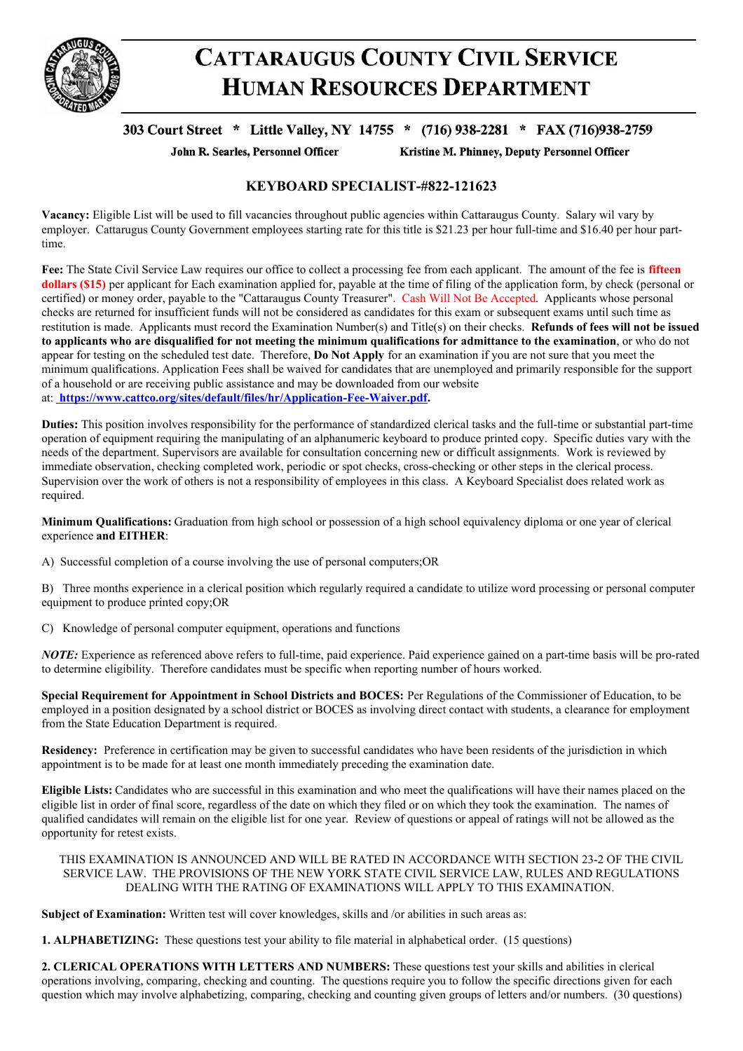# CATTARAUGUS COUNTY CIVIL SERVICE HUMAN RESOURCES DEPARTMENT

**303 Court Street * Little Valley, NY 14755 * (716) 938-2281 * FAX (716)938-2759**

**John R. Searles, Personnel Officer** **Kristine M. Phinney, Deputy Personnel Officer**

## KEYBOARD SPECIALIST-#822-121623

**Vacancy:** Eligible List will be used to fill vacancies throughout public agencies within Cattaraugus County. Salary wil vary by employer. Cattaragus County Government employees starting rate for this title is $21.23 per hour full-time and $16.40 per hour part-time.

**Fee:** The State Civil Service Law requires our office to collect a processing fee from each applicant. The amount of the fee is **fifteen dollars ($15)** per applicant for Each examination applied for, payable at the time of filing of the application form, by check (personal or certified) or money order, payable to the "Cattaraugus County Treasurer". Cash Will Not Be Accepted. Applicants whose personal checks are returned for insufficient funds will not be considered as candidates for this exam or subsequent exams until such time as restitution is made. Applicants must record the Examination Number(s) and Title(s) on their checks. **Refunds of fees will not be issued to applicants who are disqualified for not meeting the minimum qualifications for admittance to the examination**, or who do not appear for testing on the scheduled test date. Therefore, **Do Not Apply** for an examination if you are not sure that you meet the minimum qualifications. Application Fees shall be waived for candidates that are unemployed and primarily responsible for the support of a household or are receiving public assistance and may be downloaded from our website at: **https://www.cattco.org/sites/default/files/hr/Application-Fee-Waiver.pdf.**

**Duties:** This position involves responsibility for the performance of standardized clerical tasks and the full-time or substantial part-time operation of equipment requiring the manipulating of an alphanumeric keyboard to produce printed copy. Specific duties vary with the needs of the department. Supervisors are available for consultation concerning new or difficult assignments. Work is reviewed by immediate observation, checking completed work, periodic or spot checks, cross-checking or other steps in the clerical process. Supervision over the work of others is not a responsibility of employees in this class. A Keyboard Specialist does related work as required.

**Minimum Qualifications:** Graduation from high school or possession of a high school equivalency diploma or one year of clerical experience **and EITHER**:

A) Successful completion of a course involving the use of personal computers;OR

B) Three months experience in a clerical position which regularly required a candidate to utilize word processing or personal computer equipment to produce printed copy;OR

C) Knowledge of personal computer equipment, operations and functions

***NOTE:*** Experience as referenced above refers to full-time, paid experience. Paid experience gained on a part-time basis will be pro-rated to determine eligibility. Therefore candidates must be specific when reporting number of hours worked.

**Special Requirement for Appointment in School Districts and BOCES:** Per Regulations of the Commissioner of Education, to be employed in a position designated by a school district or BOCES as involving direct contact with students, a clearance for employment from the State Education Department is required.

**Residency:** Preference in certification may be given to successful candidates who have been residents of the jurisdiction in which appointment is to be made for at least one month immediately preceding the examination date.

**Eligible Lists:** Candidates who are successful in this examination and who meet the qualifications will have their names placed on the eligible list in order of final score, regardless of the date on which they filed or on which they took the examination. The names of qualified candidates will remain on the eligible list for one year. Review of questions or appeal of ratings will not be allowed as the opportunity for retest exists.

THIS EXAMINATION IS ANNOUNCED AND WILL BE RATED IN ACCORDANCE WITH SECTION 23-2 OF THE CIVIL SERVICE LAW. THE PROVISIONS OF THE NEW YORK STATE CIVIL SERVICE LAW, RULES AND REGULATIONS DEALING WITH THE RATING OF EXAMINATIONS WILL APPLY TO THIS EXAMINATION.

**Subject of Examination:** Written test will cover knowledges, skills and /or abilities in such areas as:

**1. ALPHABETIZING:** These questions test your ability to file material in alphabetical order. (15 questions)

**2. CLERICAL OPERATIONS WITH LETTERS AND NUMBERS:** These questions test your skills and abilities in clerical operations involving, comparing, checking and counting. The questions require you to follow the specific directions given for each question which may involve alphabetizing, comparing, checking and counting given groups of letters and/or numbers. (30 questions)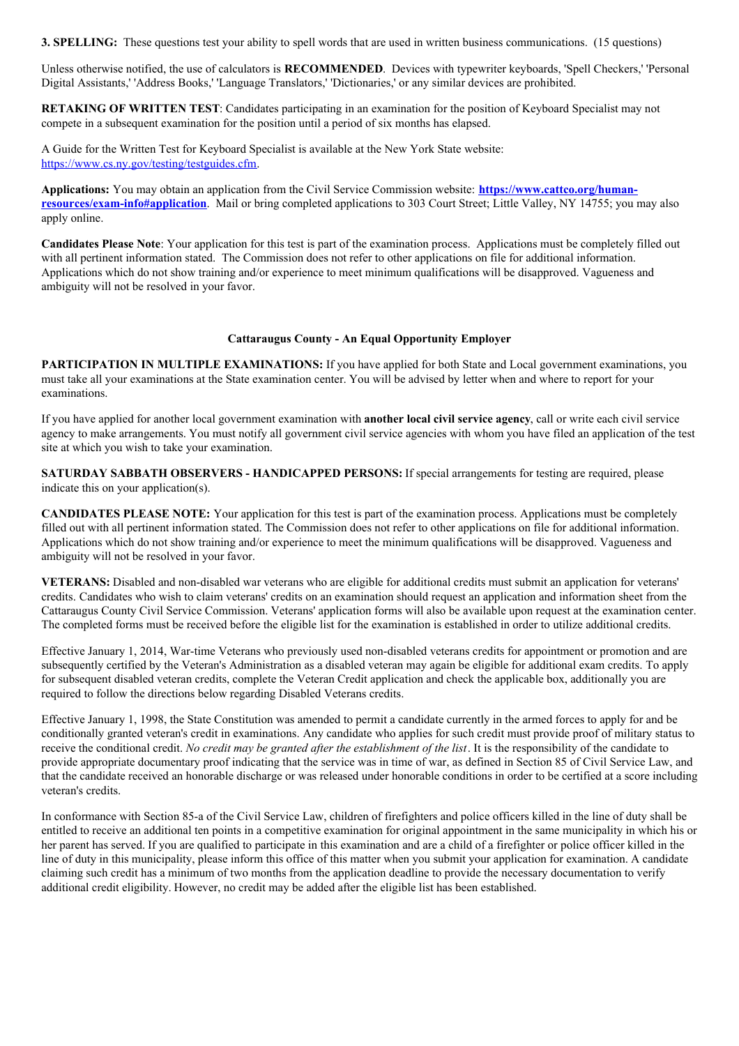**3. SPELLING:** These questions test your ability to spell words that are used in written business communications. (15 questions)

Unless otherwise notified, the use of calculators is **RECOMMENDED**. Devices with typewriter keyboards, 'Spell Checkers,' 'Personal Digital Assistants,' 'Address Books,' 'Language Translators,' 'Dictionaries,' or any similar devices are prohibited.

**RETAKING OF WRITTEN TEST**: Candidates participating in an examination for the position of Keyboard Specialist may not compete in a subsequent examination for the position until a period of six months has elapsed.

A Guide for the Written Test for Keyboard Specialist is available at the New York State website: [https://www.cs.ny.gov/testing/testguides.cfm](https://www.cs.ny.gov/testing/testguides.cfm).

**Applications:** You may obtain an application from the Civil Service Commission website: **[https://www.cattco.org/human-resources/exam-info#application](https://www.cattco.org/human-resources/exam-info#application)**. Mail or bring completed applications to 303 Court Street; Little Valley, NY 14755; you may also apply online.

**Candidates Please Note**: Your application for this test is part of the examination process. Applications must be completely filled out with all pertinent information stated. The Commission does not refer to other applications on file for additional information. Applications which do not show training and/or experience to meet minimum qualifications will be disapproved. Vagueness and ambiguity will not be resolved in your favor.

**Cattaraugus County - An Equal Opportunity Employer**

**PARTICIPATION IN MULTIPLE EXAMINATIONS:** If you have applied for both State and Local government examinations, you must take all your examinations at the State examination center. You will be advised by letter when and where to report for your examinations.

If you have applied for another local government examination with **another local civil service agency**, call or write each civil service agency to make arrangements. You must notify all government civil service agencies with whom you have filed an application of the test site at which you wish to take your examination.

**SATURDAY SABBATH OBSERVERS - HANDICAPPED PERSONS:** If special arrangements for testing are required, please indicate this on your application(s).

**CANDIDATES PLEASE NOTE:** Your application for this test is part of the examination process. Applications must be completely filled out with all pertinent information stated. The Commission does not refer to other applications on file for additional information. Applications which do not show training and/or experience to meet the minimum qualifications will be disapproved. Vagueness and ambiguity will not be resolved in your favor.

**VETERANS:** Disabled and non-disabled war veterans who are eligible for additional credits must submit an application for veterans' credits. Candidates who wish to claim veterans' credits on an examination should request an application and information sheet from the Cattaraugus County Civil Service Commission. Veterans' application forms will also be available upon request at the examination center. The completed forms must be received before the eligible list for the examination is established in order to utilize additional credits.

Effective January 1, 2014, War-time Veterans who previously used non-disabled veterans credits for appointment or promotion and are subsequently certified by the Veteran's Administration as a disabled veteran may again be eligible for additional exam credits. To apply for subsequent disabled veteran credits, complete the Veteran Credit application and check the applicable box, additionally you are required to follow the directions below regarding Disabled Veterans credits.

Effective January 1, 1998, the State Constitution was amended to permit a candidate currently in the armed forces to apply for and be conditionally granted veteran's credit in examinations. Any candidate who applies for such credit must provide proof of military status to receive the conditional credit. *No credit may be granted after the establishment of the list*. It is the responsibility of the candidate to provide appropriate documentary proof indicating that the service was in time of war, as defined in Section 85 of Civil Service Law, and that the candidate received an honorable discharge or was released under honorable conditions in order to be certified at a score including veteran's credits.

In conformance with Section 85-a of the Civil Service Law, children of firefighters and police officers killed in the line of duty shall be entitled to receive an additional ten points in a competitive examination for original appointment in the same municipality in which his or her parent has served. If you are qualified to participate in this examination and are a child of a firefighter or police officer killed in the line of duty in this municipality, please inform this office of this matter when you submit your application for examination. A candidate claiming such credit has a minimum of two months from the application deadline to provide the necessary documentation to verify additional credit eligibility. However, no credit may be added after the eligible list has been established.